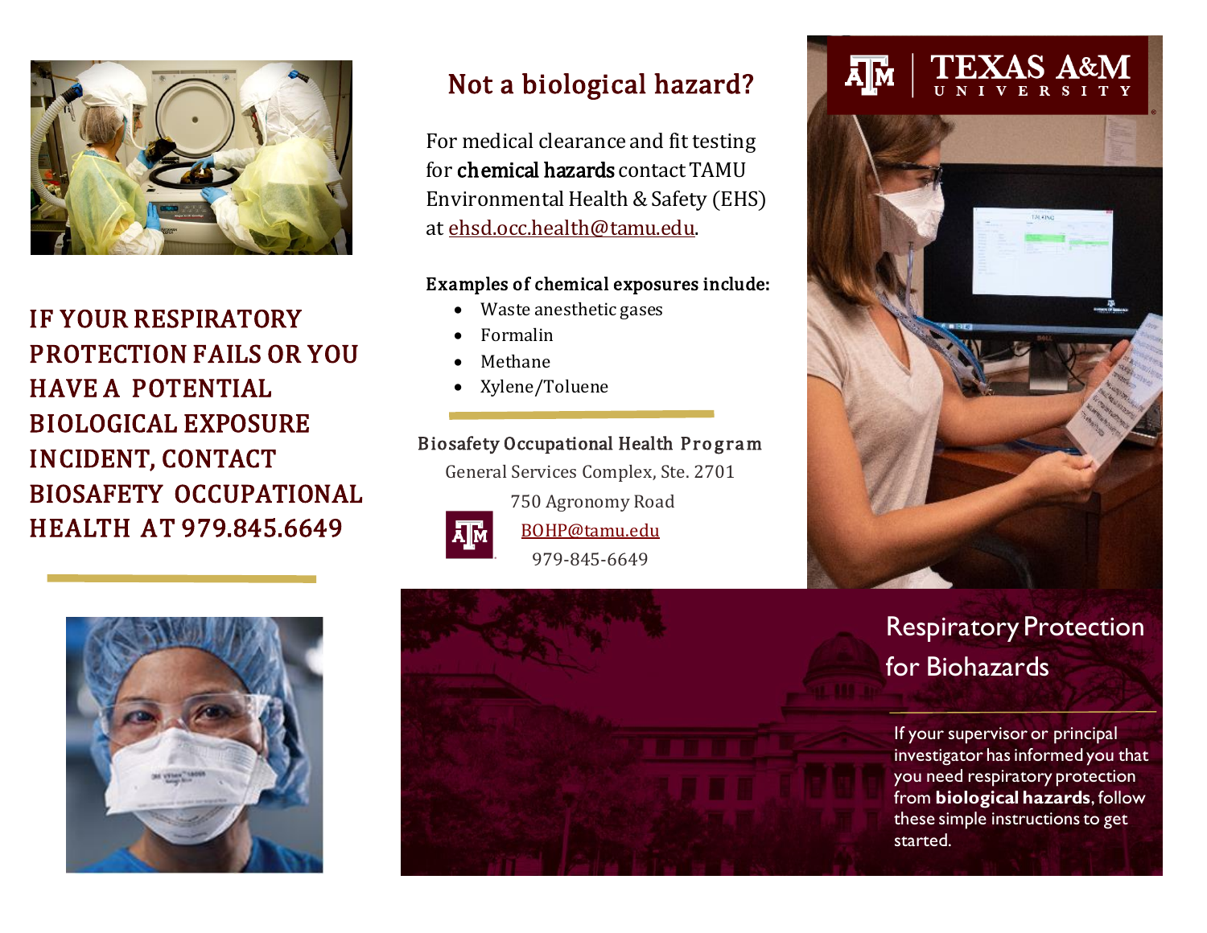**IF YOUR RESPIRATORY PROTECTION FAILS OR YOU HAVE A POTENTIAL BIOLOGICAL EXPOSURE INCIDENT, CONTACT BIOSAFETY OCCUPATIONAL HEALTH AT 979.845.6649**

## Not a biological hazard?

For medical clearance and fit testing for **chemical hazards** contact TAMU Environmental Health & Safety (EHS) at ehsd.occ.health@tamu.edu.

**Examples of chemical exposures include:**

- Waste anesthetic gases
- Formalin
- Methane
- Xylene/Toluene

**Biosafety Occupational Health Program**
General Services Complex, Ste. 2701
750 Agronomy Road
BOHP@tamu.edu
979-845-6649

TEXAS A&M UNIVERSITY

# Respiratory Protection for Biohazards

If your supervisor or principal investigator has informed you that you need respiratory protection from **biological hazards**, follow these simple instructions to get started.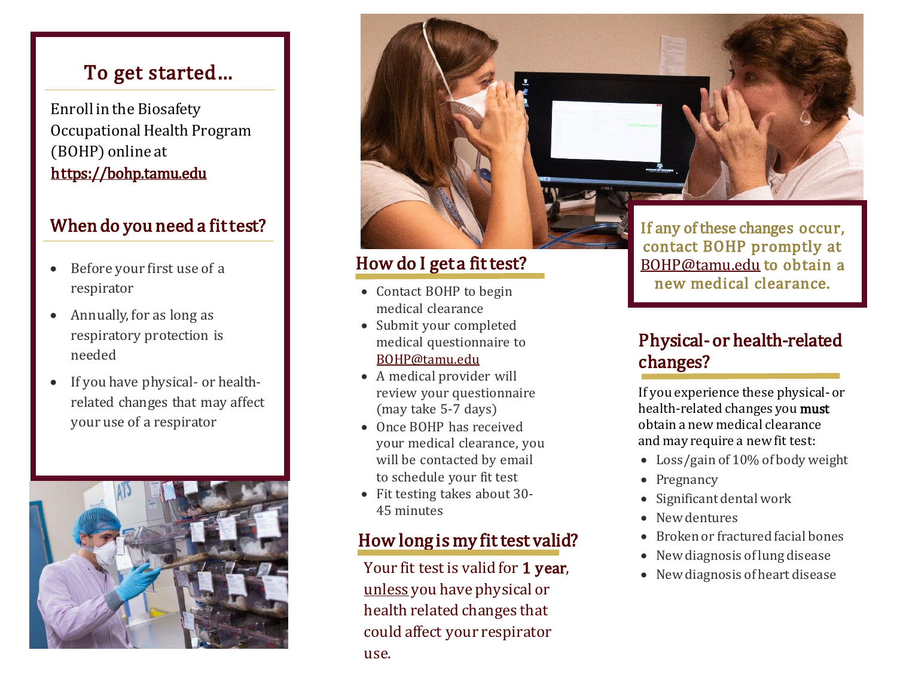## To get started…

Enroll in the Biosafety Occupational Health Program (BOHP) online at https://bohp.tamu.edu

## When do you need a fit test?

- Before your first use of a respirator
- Annually, for as long as respiratory protection is needed
- If you have physical- or health-related changes that may affect your use of a respirator

## How do I get a fit test?

- Contact BOHP to begin medical clearance
- Submit your completed medical questionnaire to BOHP@tamu.edu
- A medical provider will review your questionnaire (may take 5-7 days)
- Once BOHP has received your medical clearance, you will be contacted by email to schedule your fit test
- Fit testing takes about 30-45 minutes

## How long is my fit test valid?

Your fit test is valid for **1 year**, unless you have physical or health related changes that could affect your respirator use.

**If any of these changes occur, contact BOHP promptly at BOHP@tamu.edu to obtain a new medical clearance.**

## Physical- or health-related changes?

If you experience these physical- or health-related changes you **must** obtain a new medical clearance and may require a new fit test:

- Loss/gain of 10% of body weight
- Pregnancy
- Significant dental work
- New dentures
- Broken or fractured facial bones
- New diagnosis of lung disease
- New diagnosis of heart disease